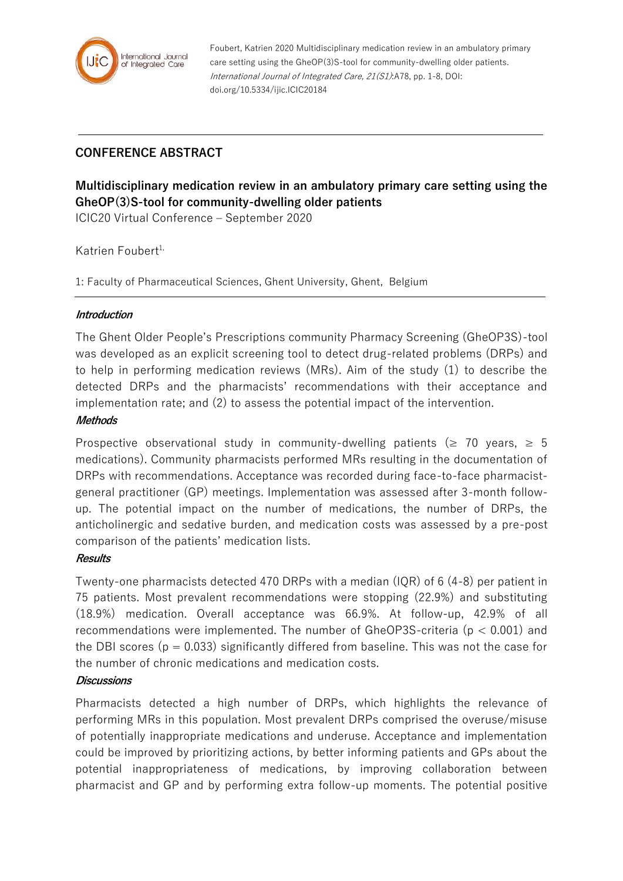Foubert, Katrien 2020 Multidisciplinary medication review in an ambulatory primary care setting using the GheOP(3)S-tool for community-dwelling older patients. *International Journal of Integrated Care, 21(S1)*:A78, pp. 1-8, DOI: doi.org/10.5334/ijic.ICIC20184

## CONFERENCE ABSTRACT

# Multidisciplinary medication review in an ambulatory primary care setting using the GheOP(3)S-tool for community-dwelling older patients

ICIC20 Virtual Conference – September 2020

Katrien Foubert[1,]

1: Faculty of Pharmaceutical Sciences, Ghent University, Ghent, Belgium

### *Introduction*

The Ghent Older People's Prescriptions community Pharmacy Screening (GheOP3S)-tool was developed as an explicit screening tool to detect drug-related problems (DRPs) and to help in performing medication reviews (MRs). Aim of the study (1) to describe the detected DRPs and the pharmacists' recommendations with their acceptance and implementation rate; and (2) to assess the potential impact of the intervention.

### *Methods*

Prospective observational study in community-dwelling patients (≥ 70 years, ≥ 5 medications). Community pharmacists performed MRs resulting in the documentation of DRPs with recommendations. Acceptance was recorded during face-to-face pharmacist-general practitioner (GP) meetings. Implementation was assessed after 3-month follow-up. The potential impact on the number of medications, the number of DRPs, the anticholinergic and sedative burden, and medication costs was assessed by a pre-post comparison of the patients' medication lists.

### *Results*

Twenty-one pharmacists detected 470 DRPs with a median (IQR) of 6 (4-8) per patient in 75 patients. Most prevalent recommendations were stopping (22.9%) and substituting (18.9%) medication. Overall acceptance was 66.9%. At follow-up, 42.9% of all recommendations were implemented. The number of GheOP3S-criteria ($p < 0.001$) and the DBI scores ($p = 0.033$) significantly differed from baseline. This was not the case for the number of chronic medications and medication costs.

### *Discussions*

Pharmacists detected a high number of DRPs, which highlights the relevance of performing MRs in this population. Most prevalent DRPs comprised the overuse/misuse of potentially inappropriate medications and underuse. Acceptance and implementation could be improved by prioritizing actions, by better informing patients and GPs about the potential inappropriateness of medications, by improving collaboration between pharmacist and GP and by performing extra follow-up moments. The potential positive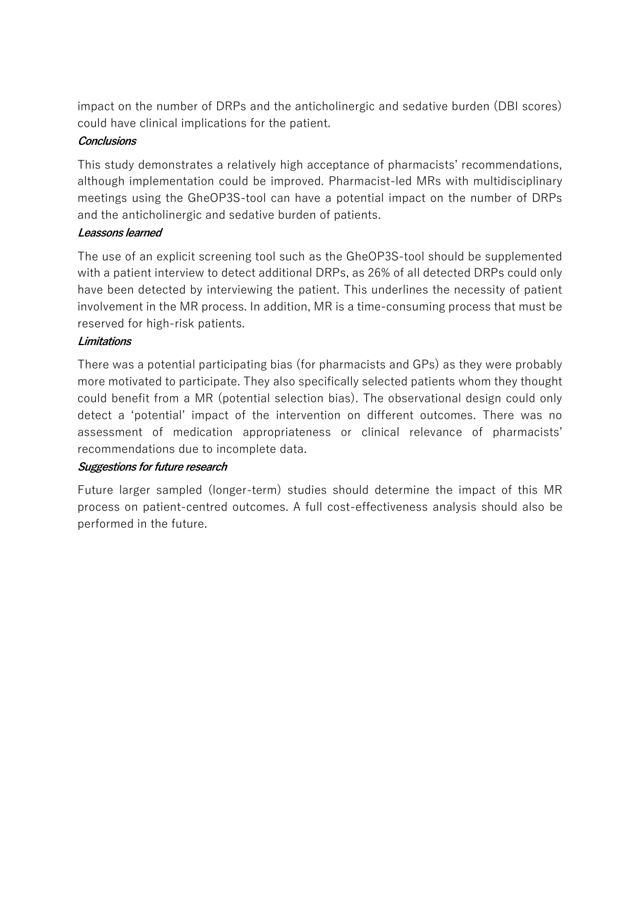impact on the number of DRPs and the anticholinergic and sedative burden (DBI scores) could have clinical implications for the patient.

***Conclusions***

This study demonstrates a relatively high acceptance of pharmacists' recommendations, although implementation could be improved. Pharmacist-led MRs with multidisciplinary meetings using the GheOP3S-tool can have a potential impact on the number of DRPs and the anticholinergic and sedative burden of patients.

***Leassons learned***

The use of an explicit screening tool such as the GheOP3S-tool should be supplemented with a patient interview to detect additional DRPs, as 26% of all detected DRPs could only have been detected by interviewing the patient. This underlines the necessity of patient involvement in the MR process. In addition, MR is a time-consuming process that must be reserved for high-risk patients.

***Limitations***

There was a potential participating bias (for pharmacists and GPs) as they were probably more motivated to participate. They also specifically selected patients whom they thought could benefit from a MR (potential selection bias). The observational design could only detect a 'potential' impact of the intervention on different outcomes. There was no assessment of medication appropriateness or clinical relevance of pharmacists' recommendations due to incomplete data.

***Suggestions for future research***

Future larger sampled (longer-term) studies should determine the impact of this MR process on patient-centred outcomes. A full cost-effectiveness analysis should also be performed in the future.